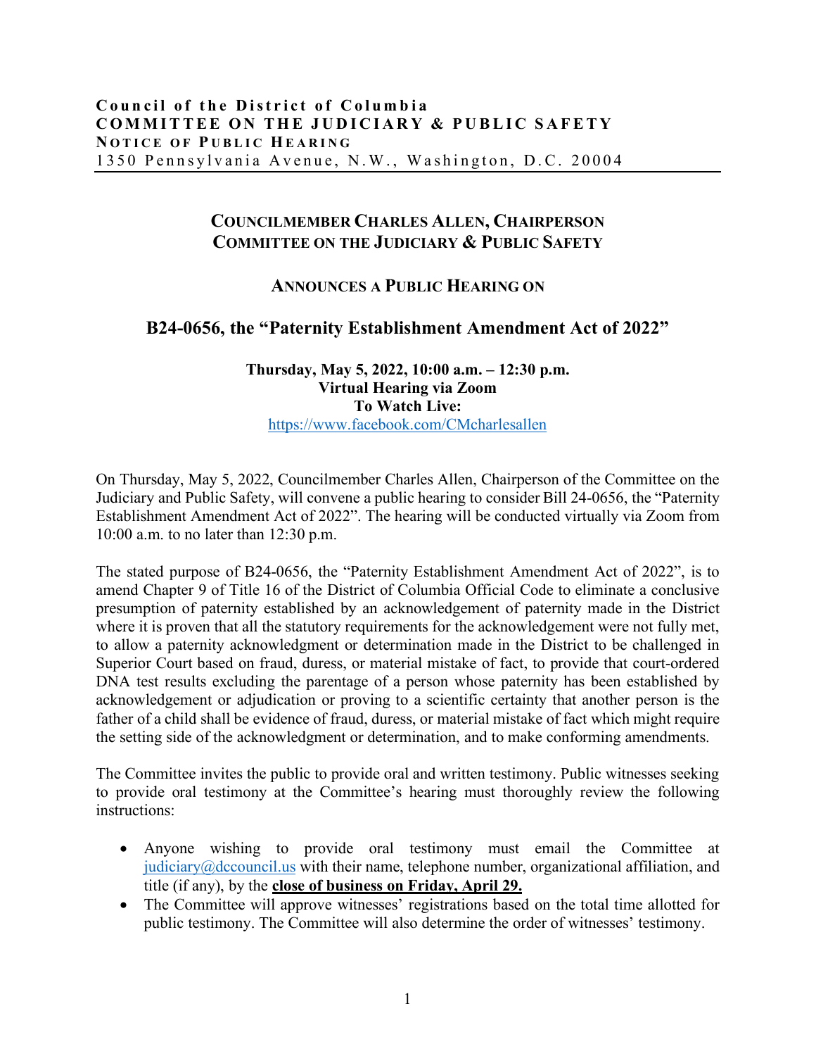**Council of the District of Columbia**
**COMMITTEE ON THE JUDICIARY & PUBLIC SAFETY**
**NOTICE OF PUBLIC HEARING**
1350 Pennsylvania Avenue, N.W., Washington, D.C. 20004

## COUNCILMEMBER CHARLES ALLEN, CHAIRPERSON
## COMMITTEE ON THE JUDICIARY & PUBLIC SAFETY

### ANNOUNCES A PUBLIC HEARING ON

# B24-0656, the "Paternity Establishment Amendment Act of 2022"

**Thursday, May 5, 2022, 10:00 a.m. – 12:30 p.m.**
**Virtual Hearing via Zoom**
**To Watch Live:**
https://www.facebook.com/CMcharlesallen

On Thursday, May 5, 2022, Councilmember Charles Allen, Chairperson of the Committee on the Judiciary and Public Safety, will convene a public hearing to consider Bill 24-0656, the "Paternity Establishment Amendment Act of 2022". The hearing will be conducted virtually via Zoom from 10:00 a.m. to no later than 12:30 p.m.

The stated purpose of B24-0656, the "Paternity Establishment Amendment Act of 2022", is to amend Chapter 9 of Title 16 of the District of Columbia Official Code to eliminate a conclusive presumption of paternity established by an acknowledgement of paternity made in the District where it is proven that all the statutory requirements for the acknowledgement were not fully met, to allow a paternity acknowledgment or determination made in the District to be challenged in Superior Court based on fraud, duress, or material mistake of fact, to provide that court-ordered DNA test results excluding the parentage of a person whose paternity has been established by acknowledgement or adjudication or proving to a scientific certainty that another person is the father of a child shall be evidence of fraud, duress, or material mistake of fact which might require the setting side of the acknowledgment or determination, and to make conforming amendments.

The Committee invites the public to provide oral and written testimony. Public witnesses seeking to provide oral testimony at the Committee's hearing must thoroughly review the following instructions:

- Anyone wishing to provide oral testimony must email the Committee at judiciary@dccouncil.us with their name, telephone number, organizational affiliation, and title (if any), by the **close of business on Friday, April 29.**
- The Committee will approve witnesses' registrations based on the total time allotted for public testimony. The Committee will also determine the order of witnesses' testimony.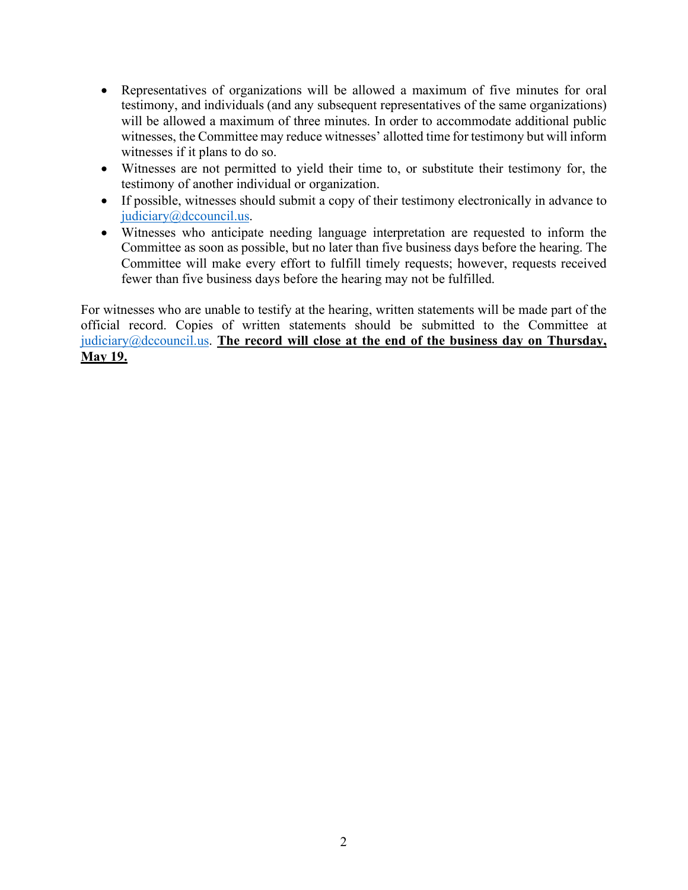- Representatives of organizations will be allowed a maximum of five minutes for oral testimony, and individuals (and any subsequent representatives of the same organizations) will be allowed a maximum of three minutes. In order to accommodate additional public witnesses, the Committee may reduce witnesses' allotted time for testimony but will inform witnesses if it plans to do so.
- Witnesses are not permitted to yield their time to, or substitute their testimony for, the testimony of another individual or organization.
- If possible, witnesses should submit a copy of their testimony electronically in advance to judiciary@dccouncil.us.
- Witnesses who anticipate needing language interpretation are requested to inform the Committee as soon as possible, but no later than five business days before the hearing. The Committee will make every effort to fulfill timely requests; however, requests received fewer than five business days before the hearing may not be fulfilled.

For witnesses who are unable to testify at the hearing, written statements will be made part of the official record. Copies of written statements should be submitted to the Committee at judiciary@dccouncil.us. **The record will close at the end of the business day on Thursday, May 19.**